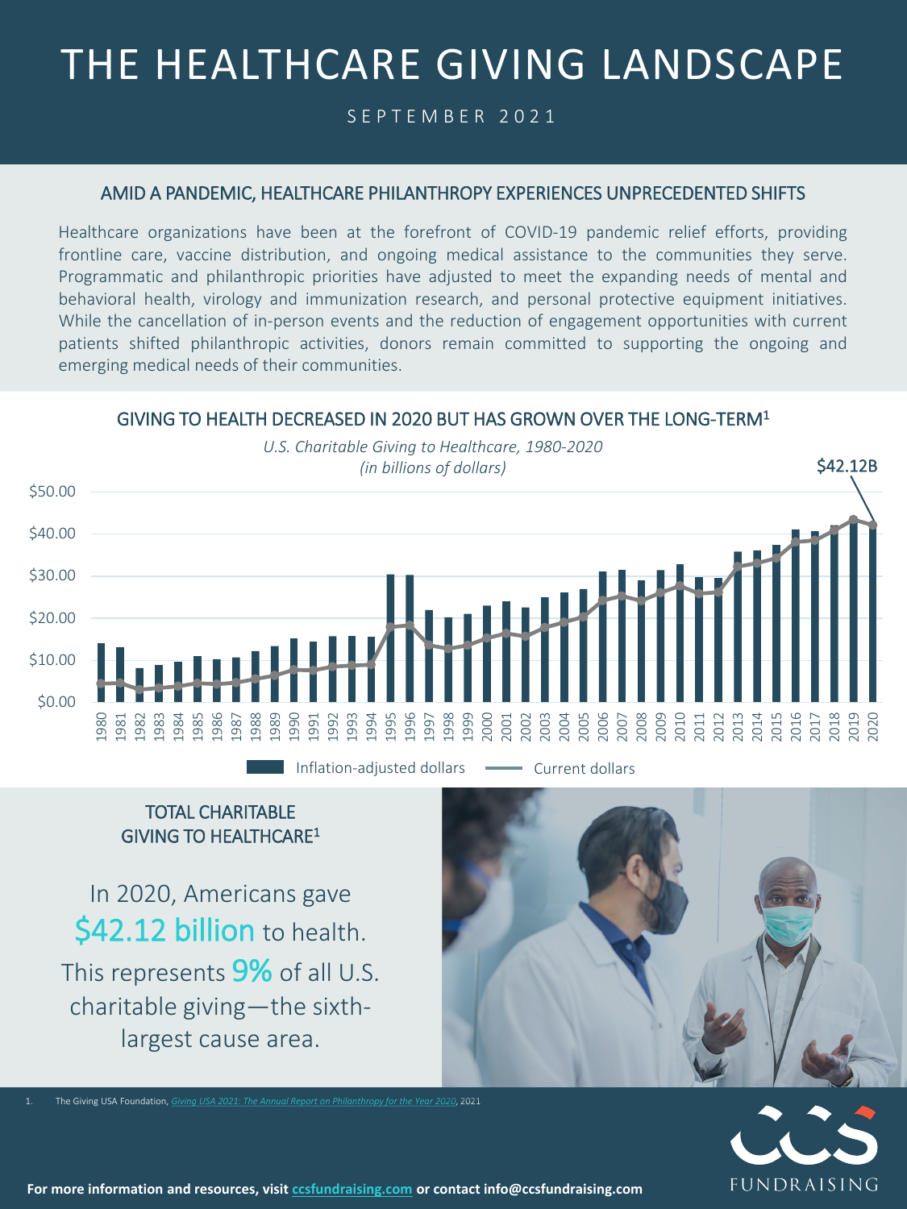# THE HEALTHCARE GIVING LANDSCAPE

SEPTEMBER 2021

## AMID A PANDEMIC, HEALTHCARE PHILANTHROPY EXPERIENCES UNPRECEDENTED SHIFTS

Healthcare organizations have been at the forefront of COVID-19 pandemic relief efforts, providing frontline care, vaccine distribution, and ongoing medical assistance to the communities they serve. Programmatic and philanthropic priorities have adjusted to meet the expanding needs of mental and behavioral health, virology and immunization research, and personal protective equipment initiatives. While the cancellation of in-person events and the reduction of engagement opportunities with current patients shifted philanthropic activities, donors remain committed to supporting the ongoing and emerging medical needs of their communities.

## GIVING TO HEALTH DECREASED IN 2020 BUT HAS GROWN OVER THE LONG-TERM[1]

*U.S. Charitable Giving to Healthcare, 1980-2020*
*(in billions of dollars)*

$42.12B

Inflation-adjusted dollars — Current dollars

## TOTAL CHARITABLE GIVING TO HEALTHCARE[1]

In 2020, Americans gave **$42.12 billion** to health. This represents **9%** of all U.S. charitable giving—the sixth-largest cause area.

1. The Giving USA Foundation, *Giving USA 2021: The Annual Report on Philanthropy for the Year 2020*, 2021

**For more information and resources, visit ccsfundraising.com or contact info@ccsfundraising.com**

CCS FUNDRAISING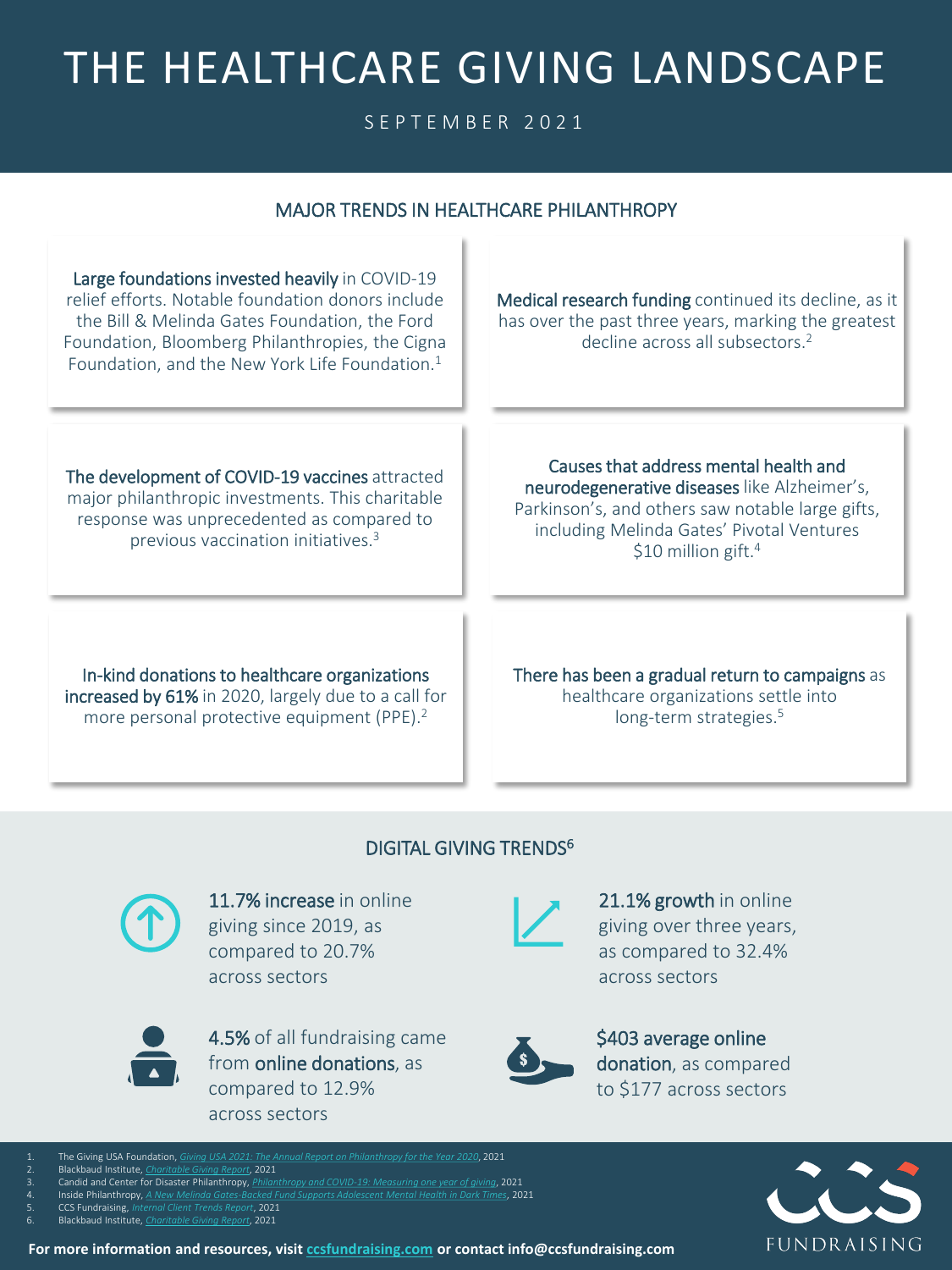# THE HEALTHCARE GIVING LANDSCAPE

SEPTEMBER 2021

## MAJOR TRENDS IN HEALTHCARE PHILANTHROPY

**Large foundations invested heavily** in COVID-19 relief efforts. Notable foundation donors include the Bill & Melinda Gates Foundation, the Ford Foundation, Bloomberg Philanthropies, the Cigna Foundation, and the New York Life Foundation.[1]

**Medical research funding** continued its decline, as it has over the past three years, marking the greatest decline across all subsectors.[2]

**The development of COVID-19 vaccines** attracted major philanthropic investments. This charitable response was unprecedented as compared to previous vaccination initiatives.[3]

**Causes that address mental health and neurodegenerative diseases** like Alzheimer's, Parkinson's, and others saw notable large gifts, including Melinda Gates' Pivotal Ventures $10 million gift.[4]

**In-kind donations to healthcare organizations increased by 61%** in 2020, largely due to a call for more personal protective equipment (PPE).[2]

**There has been a gradual return to campaigns** as healthcare organizations settle into long-term strategies.[5]

## DIGITAL GIVING TRENDS[6]

**11.7% increase** in online giving since 2019, as compared to 20.7% across sectors

**21.1% growth** in online giving over three years, as compared to 32.4% across sectors

**4.5%** of all fundraising came from **online donations**, as compared to 12.9% across sectors

**$403 average online donation**, as compared to $177 across sectors

1. The Giving USA Foundation, *Giving USA 2021: The Annual Report on Philanthropy for the Year 2020*, 2021
2. Blackbaud Institute, *Charitable Giving Report*, 2021
3. Candid and Center for Disaster Philanthropy, *Philanthropy and COVID-19: Measuring one year of giving*, 2021
4. Inside Philanthropy, *A New Melinda Gates-Backed Fund Supports Adolescent Mental Health in Dark Times*, 2021
5. CCS Fundraising, *Internal Client Trends Report*, 2021
6. Blackbaud Institute, *Charitable Giving Report*, 2021

**For more information and resources, visit ccsfundraising.com or contact info@ccsfundraising.com**

CCS FUNDRAISING